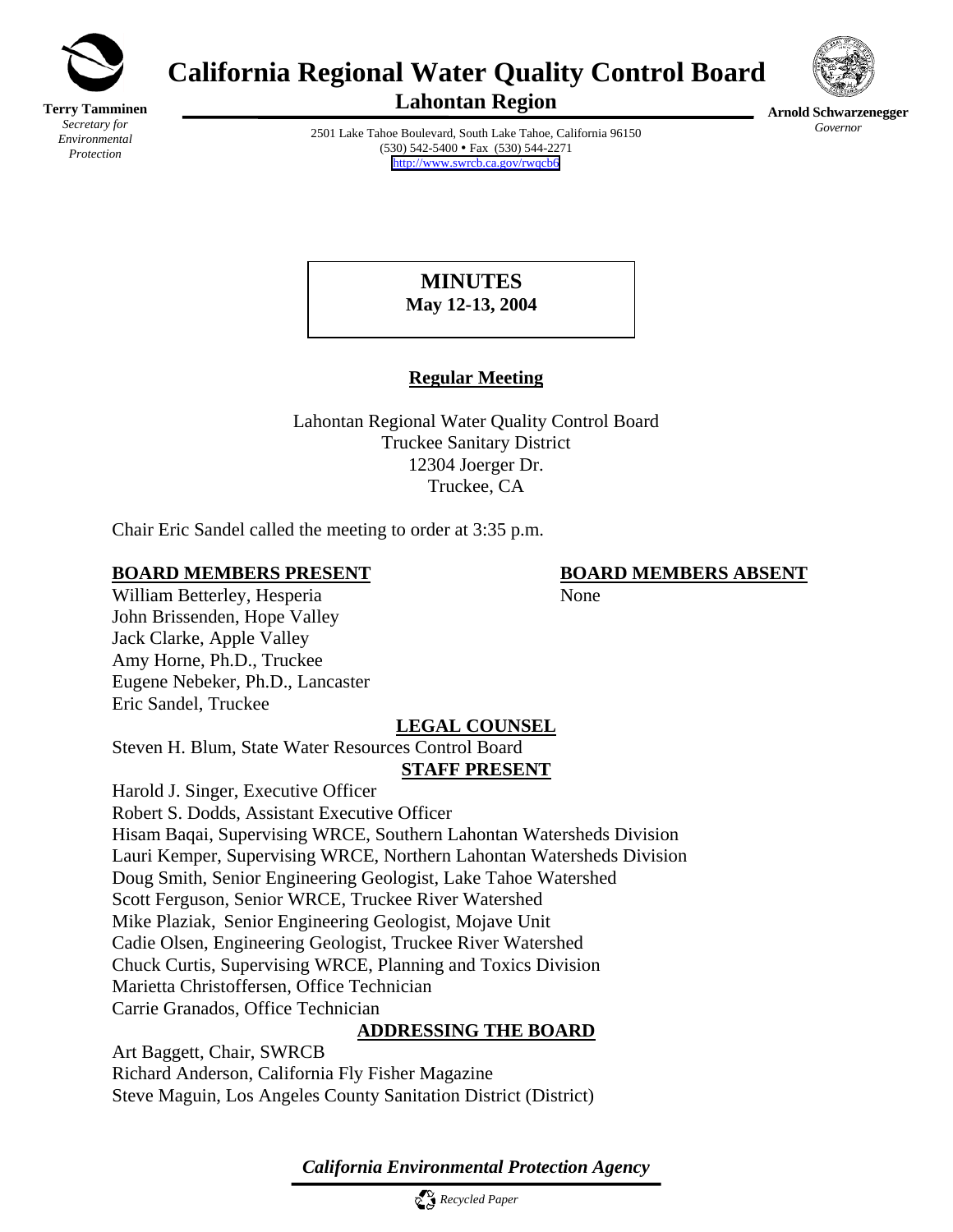**Terry Tamminen**
*Secretary for Environmental Protection*

# California Regional Water Quality Control Board
## Lahontan Region

**Arnold Schwarzenegger**
*Governor*

2501 Lake Tahoe Boulevard, South Lake Tahoe, California 96150
(530) 542-5400 • Fax (530) 544-2271
http://www.swrcb.ca.gov/rwqcb6

**MINUTES**
**May 12-13, 2004**

**Regular Meeting**

Lahontan Regional Water Quality Control Board
Truckee Sanitary District
12304 Joerger Dr.
Truckee, CA

Chair Eric Sandel called the meeting to order at 3:35 p.m.

**BOARD MEMBERS PRESENT**

William Betterley, Hesperia
John Brissenden, Hope Valley
Jack Clarke, Apple Valley
Amy Horne, Ph.D., Truckee
Eugene Nebeker, Ph.D., Lancaster
Eric Sandel, Truckee

**BOARD MEMBERS ABSENT**

None

**LEGAL COUNSEL**

Steven H. Blum, State Water Resources Control Board

**STAFF PRESENT**

Harold J. Singer, Executive Officer
Robert S. Dodds, Assistant Executive Officer
Hisam Baqai, Supervising WRCE, Southern Lahontan Watersheds Division
Lauri Kemper, Supervising WRCE, Northern Lahontan Watersheds Division
Doug Smith, Senior Engineering Geologist, Lake Tahoe Watershed
Scott Ferguson, Senior WRCE, Truckee River Watershed
Mike Plaziak, Senior Engineering Geologist, Mojave Unit
Cadie Olsen, Engineering Geologist, Truckee River Watershed
Chuck Curtis, Supervising WRCE, Planning and Toxics Division
Marietta Christoffersen, Office Technician
Carrie Granados, Office Technician

**ADDRESSING THE BOARD**

Art Baggett, Chair, SWRCB
Richard Anderson, California Fly Fisher Magazine
Steve Maguin, Los Angeles County Sanitation District (District)

*California Environmental Protection Agency*

*Recycled Paper*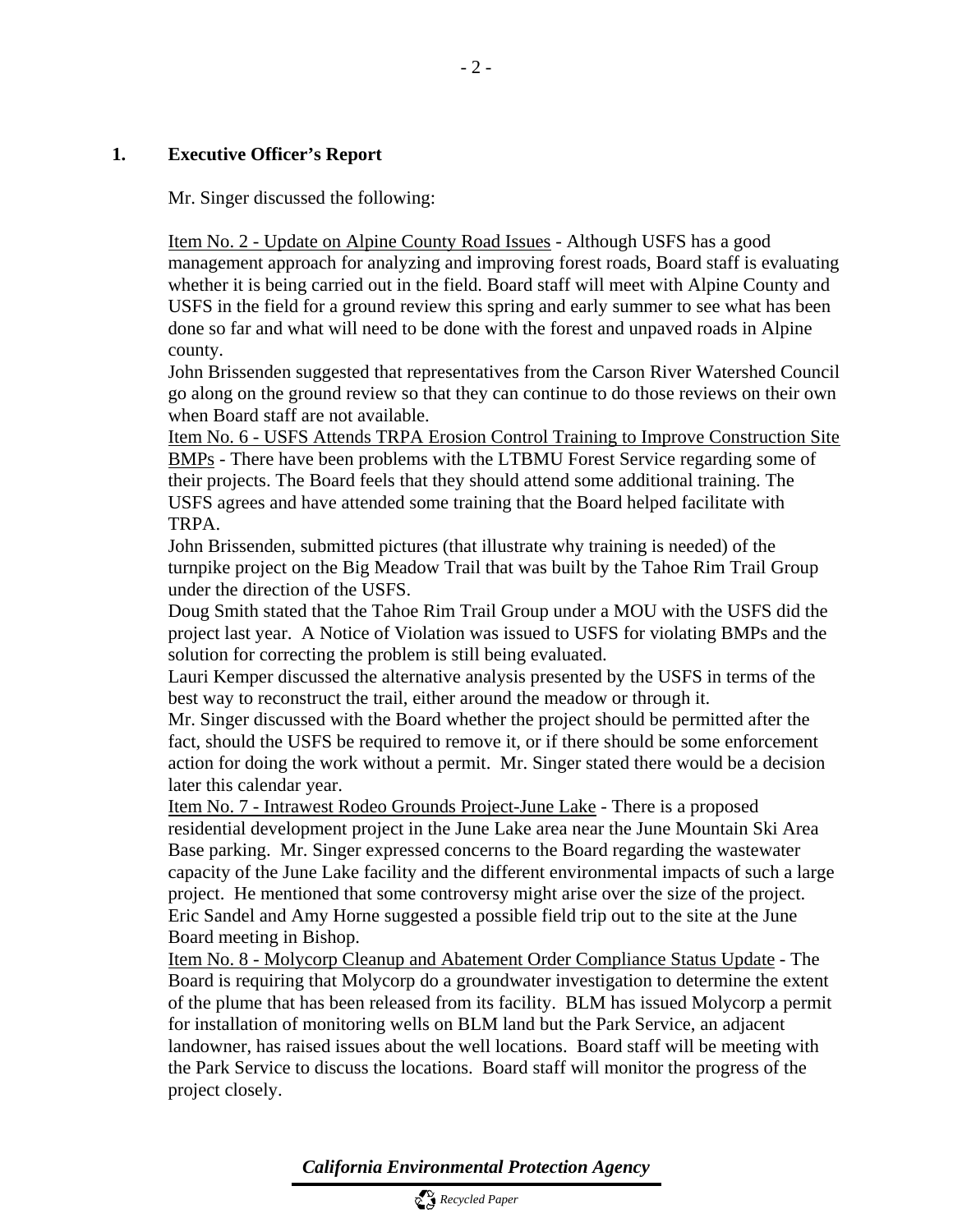## 1. Executive Officer's Report

Mr. Singer discussed the following:

Item No. 2 - Update on Alpine County Road Issues - Although USFS has a good management approach for analyzing and improving forest roads, Board staff is evaluating whether it is being carried out in the field. Board staff will meet with Alpine County and USFS in the field for a ground review this spring and early summer to see what has been done so far and what will need to be done with the forest and unpaved roads in Alpine county.

John Brissenden suggested that representatives from the Carson River Watershed Council go along on the ground review so that they can continue to do those reviews on their own when Board staff are not available.

Item No. 6 - USFS Attends TRPA Erosion Control Training to Improve Construction Site BMPs - There have been problems with the LTBMU Forest Service regarding some of their projects. The Board feels that they should attend some additional training. The USFS agrees and have attended some training that the Board helped facilitate with TRPA.

John Brissenden, submitted pictures (that illustrate why training is needed) of the turnpike project on the Big Meadow Trail that was built by the Tahoe Rim Trail Group under the direction of the USFS.

Doug Smith stated that the Tahoe Rim Trail Group under a MOU with the USFS did the project last year. A Notice of Violation was issued to USFS for violating BMPs and the solution for correcting the problem is still being evaluated.

Lauri Kemper discussed the alternative analysis presented by the USFS in terms of the best way to reconstruct the trail, either around the meadow or through it.

Mr. Singer discussed with the Board whether the project should be permitted after the fact, should the USFS be required to remove it, or if there should be some enforcement action for doing the work without a permit. Mr. Singer stated there would be a decision later this calendar year.

Item No. 7 - Intrawest Rodeo Grounds Project-June Lake - There is a proposed residential development project in the June Lake area near the June Mountain Ski Area Base parking. Mr. Singer expressed concerns to the Board regarding the wastewater capacity of the June Lake facility and the different environmental impacts of such a large project. He mentioned that some controversy might arise over the size of the project. Eric Sandel and Amy Horne suggested a possible field trip out to the site at the June Board meeting in Bishop.

Item No. 8 - Molycorp Cleanup and Abatement Order Compliance Status Update - The Board is requiring that Molycorp do a groundwater investigation to determine the extent of the plume that has been released from its facility. BLM has issued Molycorp a permit for installation of monitoring wells on BLM land but the Park Service, an adjacent landowner, has raised issues about the well locations. Board staff will be meeting with the Park Service to discuss the locations. Board staff will monitor the progress of the project closely.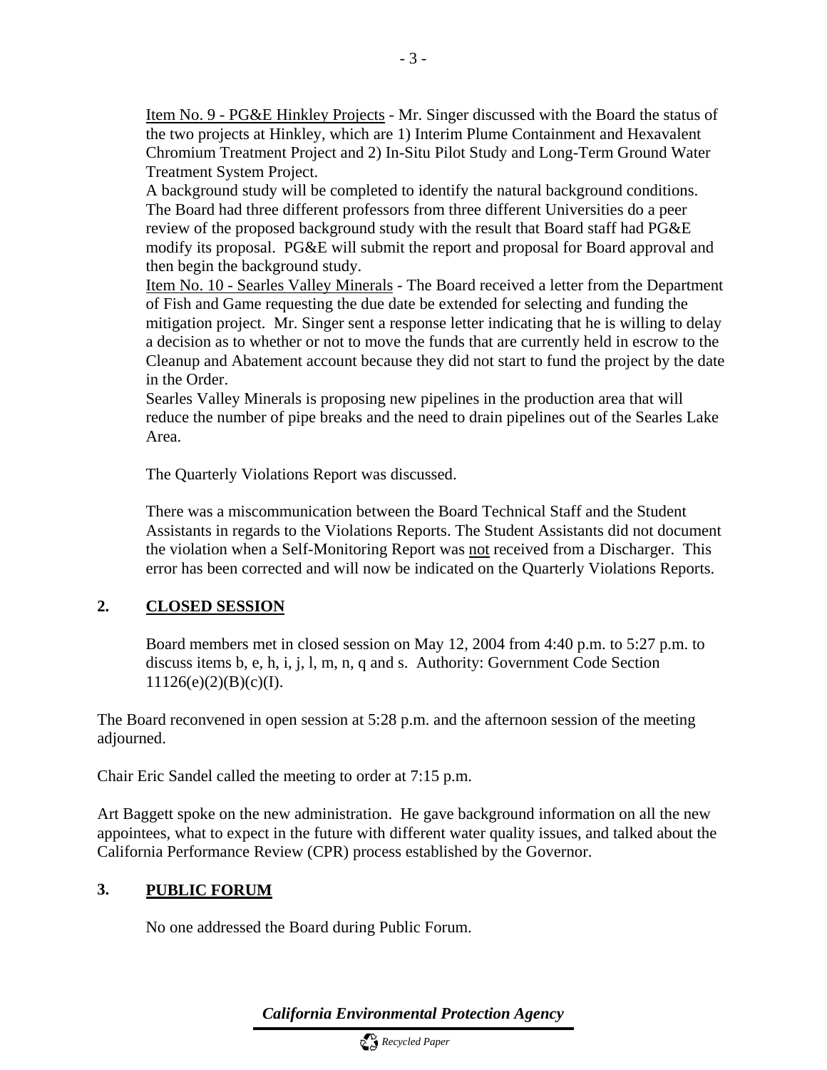Item No. 9 - PG&E Hinkley Projects - Mr. Singer discussed with the Board the status of the two projects at Hinkley, which are 1) Interim Plume Containment and Hexavalent Chromium Treatment Project and 2) In-Situ Pilot Study and Long-Term Ground Water Treatment System Project.

A background study will be completed to identify the natural background conditions. The Board had three different professors from three different Universities do a peer review of the proposed background study with the result that Board staff had PG&E modify its proposal. PG&E will submit the report and proposal for Board approval and then begin the background study.

Item No. 10 - Searles Valley Minerals - The Board received a letter from the Department of Fish and Game requesting the due date be extended for selecting and funding the mitigation project. Mr. Singer sent a response letter indicating that he is willing to delay a decision as to whether or not to move the funds that are currently held in escrow to the Cleanup and Abatement account because they did not start to fund the project by the date in the Order.

Searles Valley Minerals is proposing new pipelines in the production area that will reduce the number of pipe breaks and the need to drain pipelines out of the Searles Lake Area.

The Quarterly Violations Report was discussed.

There was a miscommunication between the Board Technical Staff and the Student Assistants in regards to the Violations Reports. The Student Assistants did not document the violation when a Self-Monitoring Report was not received from a Discharger. This error has been corrected and will now be indicated on the Quarterly Violations Reports.

## 2. CLOSED SESSION

Board members met in closed session on May 12, 2004 from 4:40 p.m. to 5:27 p.m. to discuss items b, e, h, i, j, l, m, n, q and s. Authority: Government Code Section 11126(e)(2)(B)(c)(I).

The Board reconvened in open session at 5:28 p.m. and the afternoon session of the meeting adjourned.

Chair Eric Sandel called the meeting to order at 7:15 p.m.

Art Baggett spoke on the new administration. He gave background information on all the new appointees, what to expect in the future with different water quality issues, and talked about the California Performance Review (CPR) process established by the Governor.

## 3. PUBLIC FORUM

No one addressed the Board during Public Forum.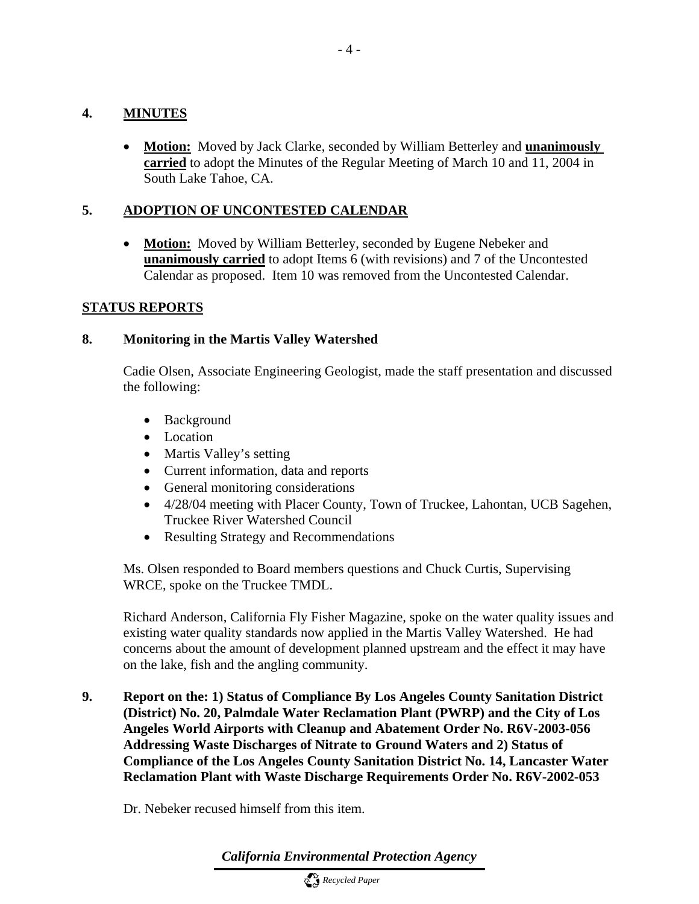## 4. MINUTES

- **Motion:** Moved by Jack Clarke, seconded by William Betterley and **unanimously carried** to adopt the Minutes of the Regular Meeting of March 10 and 11, 2004 in South Lake Tahoe, CA.

## 5. ADOPTION OF UNCONTESTED CALENDAR

- **Motion:** Moved by William Betterley, seconded by Eugene Nebeker and **unanimously carried** to adopt Items 6 (with revisions) and 7 of the Uncontested Calendar as proposed. Item 10 was removed from the Uncontested Calendar.

## STATUS REPORTS

### 8. Monitoring in the Martis Valley Watershed

Cadie Olsen, Associate Engineering Geologist, made the staff presentation and discussed the following:

- Background
- Location
- Martis Valley's setting
- Current information, data and reports
- General monitoring considerations
- 4/28/04 meeting with Placer County, Town of Truckee, Lahontan, UCB Sagehen, Truckee River Watershed Council
- Resulting Strategy and Recommendations

Ms. Olsen responded to Board members questions and Chuck Curtis, Supervising WRCE, spoke on the Truckee TMDL.

Richard Anderson, California Fly Fisher Magazine, spoke on the water quality issues and existing water quality standards now applied in the Martis Valley Watershed. He had concerns about the amount of development planned upstream and the effect it may have on the lake, fish and the angling community.

### 9. Report on the: 1) Status of Compliance By Los Angeles County Sanitation District (District) No. 20, Palmdale Water Reclamation Plant (PWRP) and the City of Los Angeles World Airports with Cleanup and Abatement Order No. R6V-2003-056 Addressing Waste Discharges of Nitrate to Ground Waters and 2) Status of Compliance of the Los Angeles County Sanitation District No. 14, Lancaster Water Reclamation Plant with Waste Discharge Requirements Order No. R6V-2002-053

Dr. Nebeker recused himself from this item.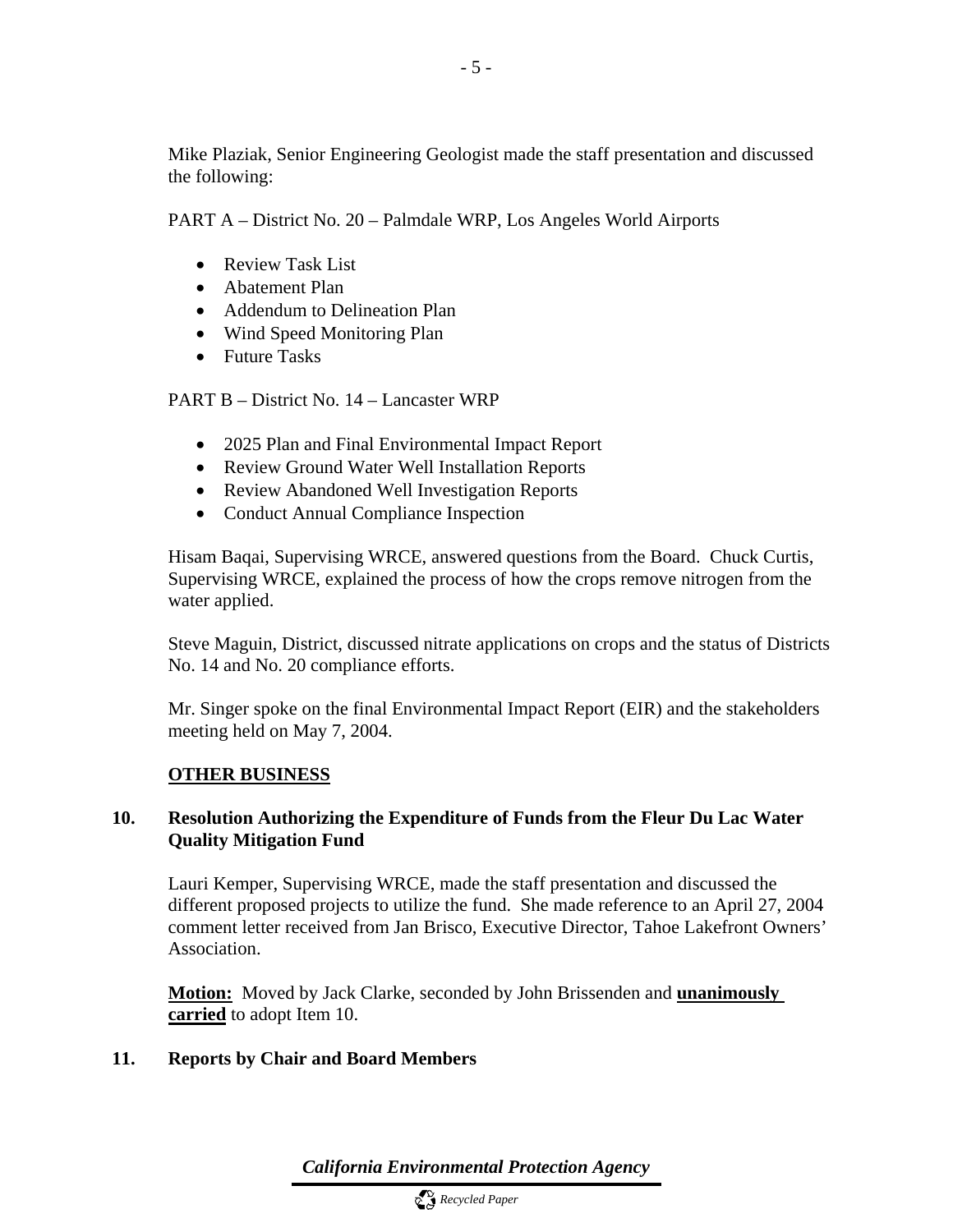Mike Plaziak, Senior Engineering Geologist made the staff presentation and discussed the following:

PART A – District No. 20 – Palmdale WRP, Los Angeles World Airports

- Review Task List
- Abatement Plan
- Addendum to Delineation Plan
- Wind Speed Monitoring Plan
- Future Tasks

PART B – District No. 14 – Lancaster WRP

- 2025 Plan and Final Environmental Impact Report
- Review Ground Water Well Installation Reports
- Review Abandoned Well Investigation Reports
- Conduct Annual Compliance Inspection

Hisam Baqai, Supervising WRCE, answered questions from the Board. Chuck Curtis, Supervising WRCE, explained the process of how the crops remove nitrogen from the water applied.

Steve Maguin, District, discussed nitrate applications on crops and the status of Districts No. 14 and No. 20 compliance efforts.

Mr. Singer spoke on the final Environmental Impact Report (EIR) and the stakeholders meeting held on May 7, 2004.

**OTHER BUSINESS**

**10. Resolution Authorizing the Expenditure of Funds from the Fleur Du Lac Water Quality Mitigation Fund**

Lauri Kemper, Supervising WRCE, made the staff presentation and discussed the different proposed projects to utilize the fund. She made reference to an April 27, 2004 comment letter received from Jan Brisco, Executive Director, Tahoe Lakefront Owners' Association.

**Motion:** Moved by Jack Clarke, seconded by John Brissenden and **unanimously carried** to adopt Item 10.

**11. Reports by Chair and Board Members**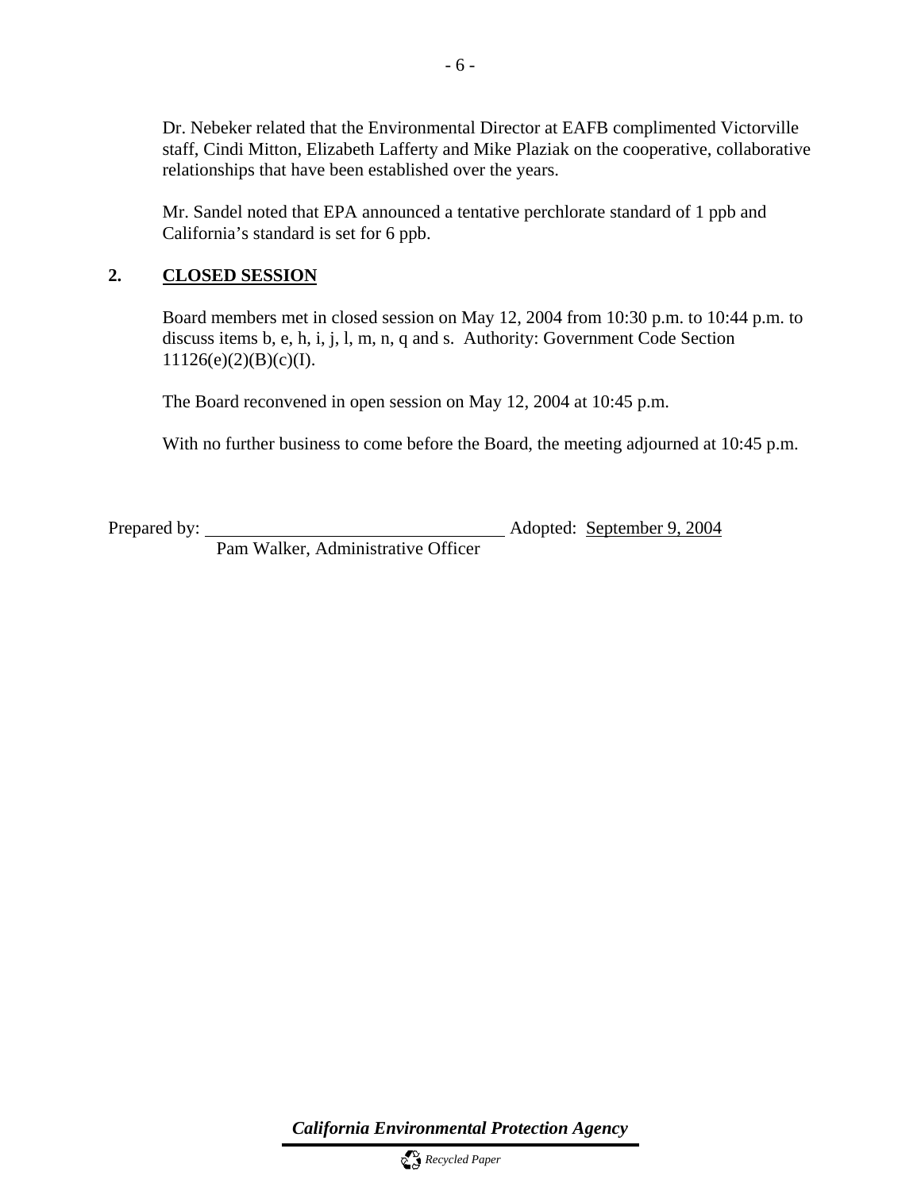Dr. Nebeker related that the Environmental Director at EAFB complimented Victorville staff, Cindi Mitton, Elizabeth Lafferty and Mike Plaziak on the cooperative, collaborative relationships that have been established over the years.

Mr. Sandel noted that EPA announced a tentative perchlorate standard of 1 ppb and California's standard is set for 6 ppb.

## 2. CLOSED SESSION

Board members met in closed session on May 12, 2004 from 10:30 p.m. to 10:44 p.m. to discuss items b, e, h, i, j, l, m, n, q and s. Authority: Government Code Section 11126(e)(2)(B)(c)(I).

The Board reconvened in open session on May 12, 2004 at 10:45 p.m.

With no further business to come before the Board, the meeting adjourned at 10:45 p.m.

Prepared by: ________________________________ Adopted: September 9, 2004
Pam Walker, Administrative Officer

***California Environmental Protection Agency***

*Recycled Paper*